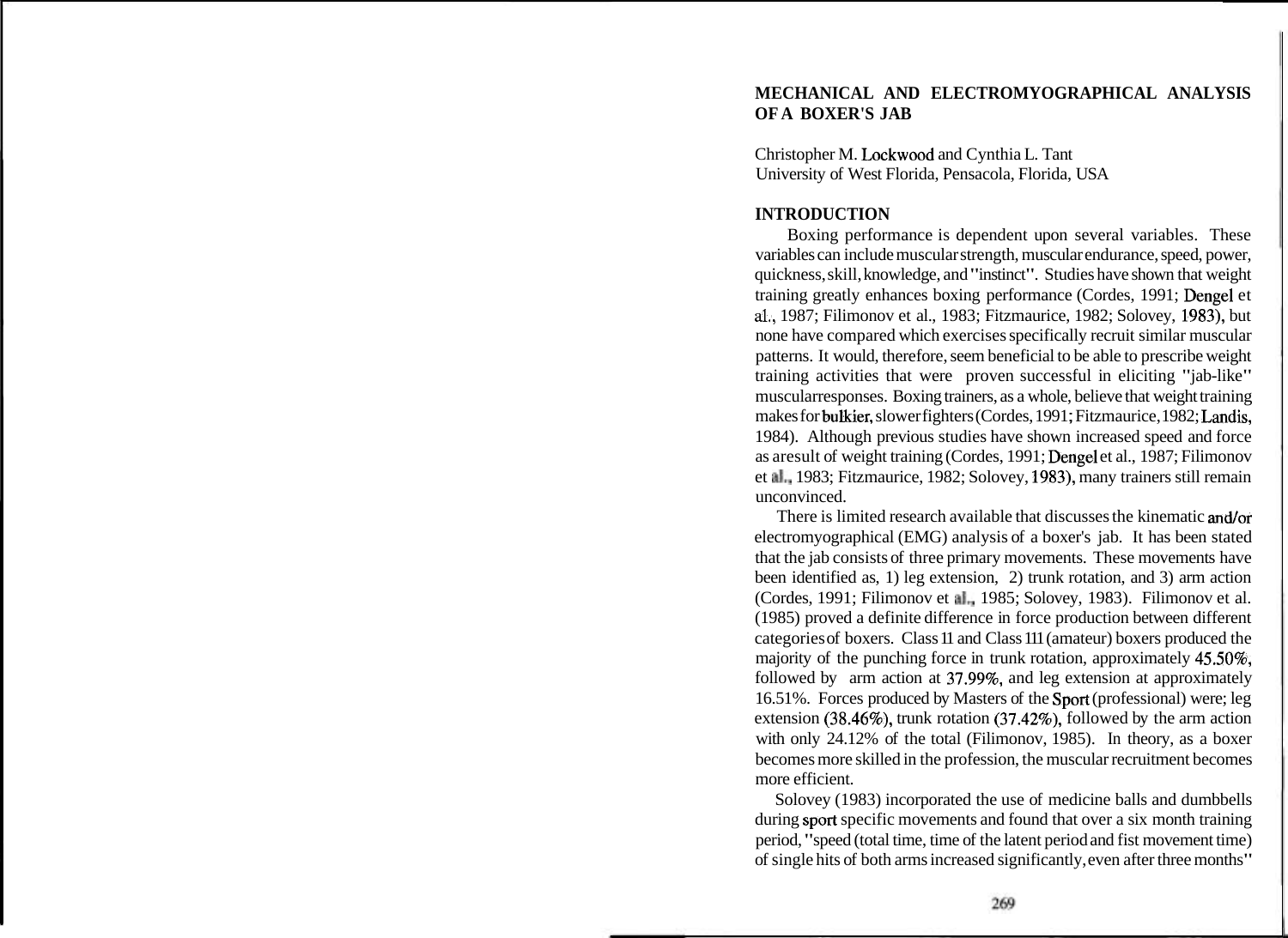## MECHANICAL AND ELECTROMYOGRAPHICAL ANALYSIS OF A BOXER'S JAB

Christopher M. Lockwood and Cynthia L. Tant
University of West Florida, Pensacola, Florida, USA

### INTRODUCTION

Boxing performance is dependent upon several variables. These variables can include muscular strength, muscular endurance, speed, power, quickness, skill, knowledge, and "instinct". Studies have shown that weight training greatly enhances boxing performance (Cordes, 1991; Dengel et al., 1987; Filimonov et al., 1983; Fitzmaurice, 1982; Solovey, 1983), but none have compared which exercises specifically recruit similar muscular patterns. It would, therefore, seem beneficial to be able to prescribe weight training activities that were proven successful in eliciting "jab-like" muscularresponses. Boxing trainers, as a whole, believe that weight training makes for bulkier, slower fighters (Cordes, 1991; Fitzmaurice, 1982; Landis, 1984). Although previous studies have shown increased speed and force as aresult of weight training (Cordes, 1991; Dengel et al., 1987; Filimonov et al., 1983; Fitzmaurice, 1982; Solovey, 1983), many trainers still remain unconvinced.

There is limited research available that discusses the kinematic and/or electromyographical (EMG) analysis of a boxer's jab. It has been stated that the jab consists of three primary movements. These movements have been identified as, 1) leg extension, 2) trunk rotation, and 3) arm action (Cordes, 1991; Filimonov et al., 1985; Solovey, 1983). Filimonov et al. (1985) proved a definite difference in force production between different categories of boxers. Class 11 and Class 111 (amateur) boxers produced the majority of the punching force in trunk rotation, approximately 45.50%, followed by arm action at 37.99%, and leg extension at approximately 16.51%. Forces produced by Masters of the Sport (professional) were; leg extension (38.46%), trunk rotation (37.42%), followed by the arm action with only 24.12% of the total (Filimonov, 1985). In theory, as a boxer becomes more skilled in the profession, the muscular recruitment becomes more efficient.

Solovey (1983) incorporated the use of medicine balls and dumbbells during sport specific movements and found that over a six month training period, "speed (total time, time of the latent period and fist movement time) of single hits of both arms increased significantly, even after three months"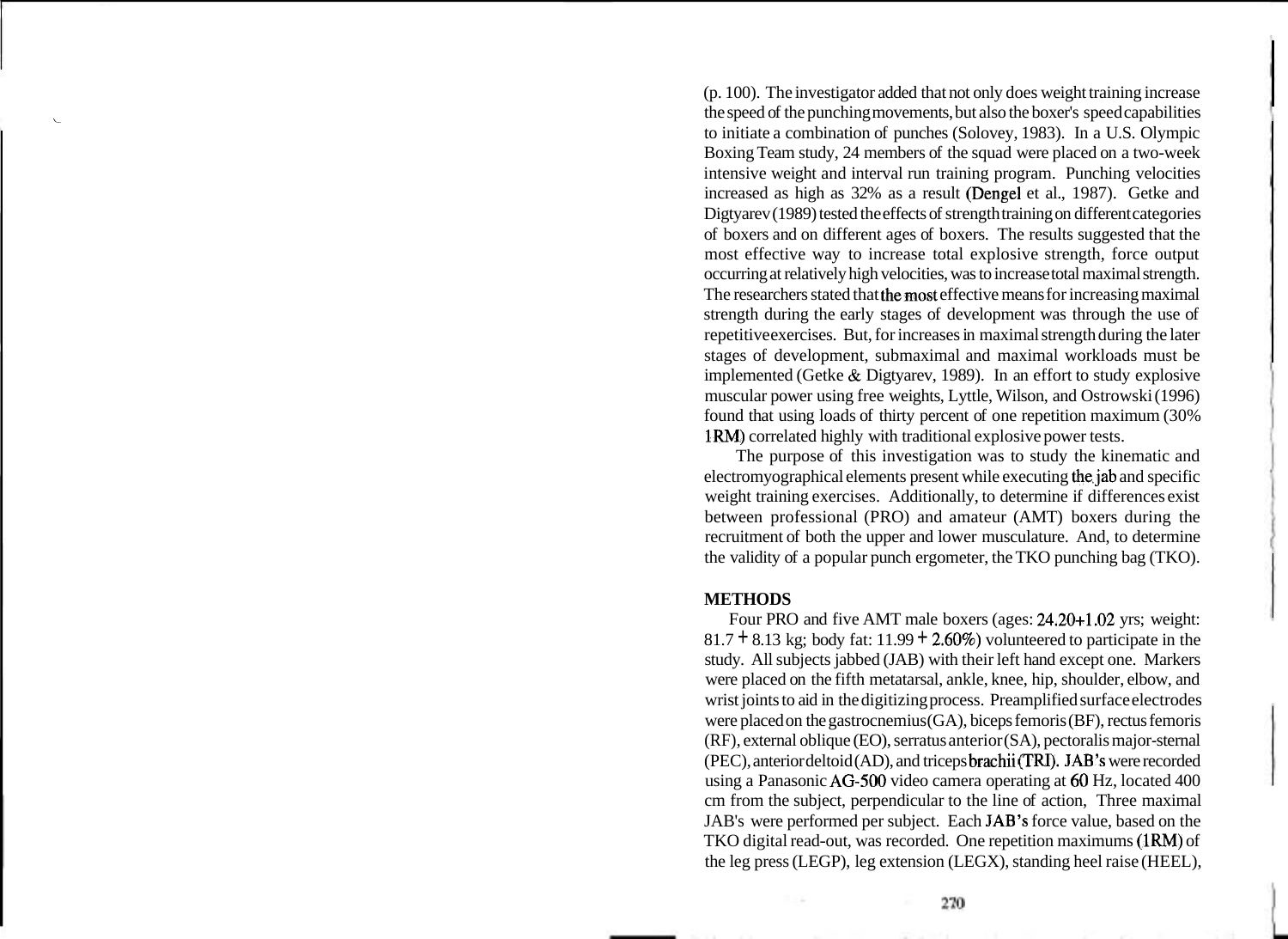(p. 100). The investigator added that not only does weight training increase the speed of the punching movements, but also the boxer's speed capabilities to initiate a combination of punches (Solovey, 1983). In a U.S. Olympic Boxing Team study, 24 members of the squad were placed on a two-week intensive weight and interval run training program. Punching velocities increased as high as 32% as a result (Dengel et al., 1987). Getke and Digtyarev (1989) tested the effects of strength training on different categories of boxers and on different ages of boxers. The results suggested that the most effective way to increase total explosive strength, force output occurring at relatively high velocities, was to increase total maximal strength. The researchers stated that the most effective means for increasing maximal strength during the early stages of development was through the use of repetitive exercises. But, for increases in maximal strength during the later stages of development, submaximal and maximal workloads must be implemented (Getke & Digtyarev, 1989). In an effort to study explosive muscular power using free weights, Lyttle, Wilson, and Ostrowski (1996) found that using loads of thirty percent of one repetition maximum (30% 1RM) correlated highly with traditional explosive power tests.

The purpose of this investigation was to study the kinematic and electromyographical elements present while executing the jab and specific weight training exercises. Additionally, to determine if differences exist between professional (PRO) and amateur (AMT) boxers during the recruitment of both the upper and lower musculature. And, to determine the validity of a popular punch ergometer, the TKO punching bag (TKO).

## METHODS

Four PRO and five AMT male boxers (ages: 24.20+1.02 yrs; weight: 81.7 + 8.13 kg; body fat: 11.99 + 2.60%) volunteered to participate in the study. All subjects jabbed (JAB) with their left hand except one. Markers were placed on the fifth metatarsal, ankle, knee, hip, shoulder, elbow, and wrist joints to aid in the digitizing process. Preamplified surface electrodes were placed on the gastrocnemius (GA), biceps femoris (BF), rectus femoris (RF), external oblique (EO), serratus anterior (SA), pectoralis major-sternal (PEC), anterior deltoid (AD), and triceps brachii (TRI). JAB's were recorded using a Panasonic AG-500 video camera operating at 60 Hz, located 400 cm from the subject, perpendicular to the line of action, Three maximal JAB's were performed per subject. Each JAB's force value, based on the TKO digital read-out, was recorded. One repetition maximums (1RM) of the leg press (LEGP), leg extension (LEGX), standing heel raise (HEEL),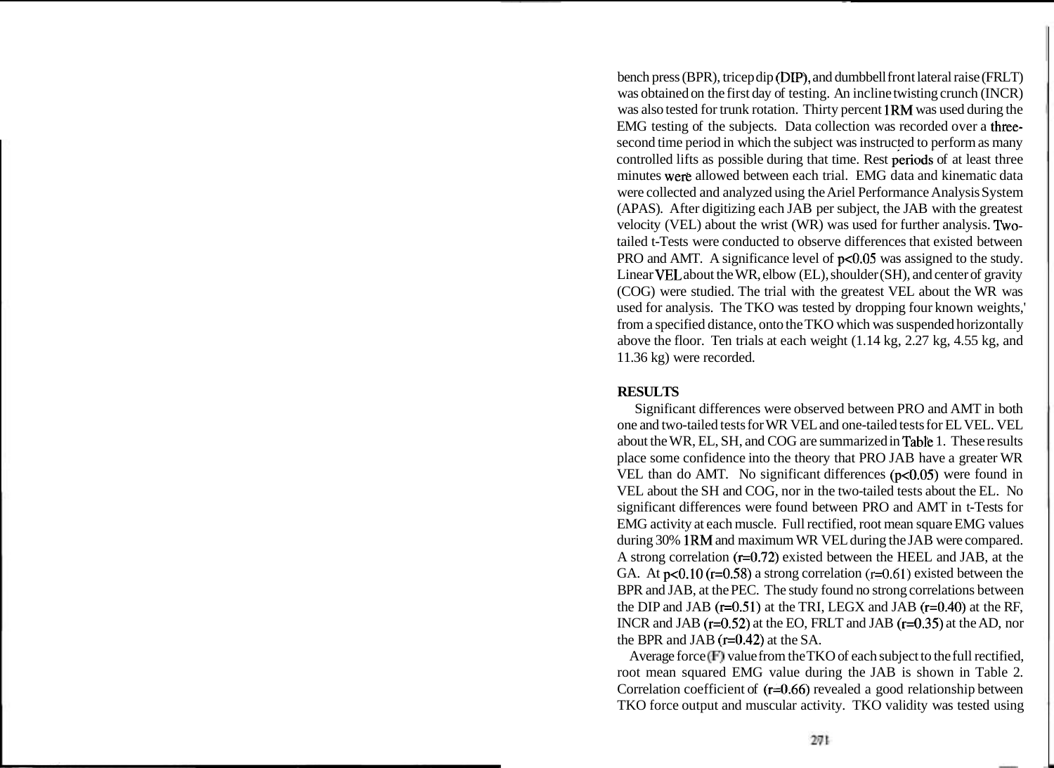bench press (BPR), tricep dip (DIP), and dumbbell front lateral raise (FRLT) was obtained on the first day of testing. An incline twisting crunch (INCR) was also tested for trunk rotation. Thirty percent 1RM was used during the EMG testing of the subjects. Data collection was recorded over a three-second time period in which the subject was instructed to perform as many controlled lifts as possible during that time. Rest periods of at least three minutes were allowed between each trial. EMG data and kinematic data were collected and analyzed using the Ariel Performance Analysis System (APAS). After digitizing each JAB per subject, the JAB with the greatest velocity (VEL) about the wrist (WR) was used for further analysis. Two-tailed t-Tests were conducted to observe differences that existed between PRO and AMT. A significance level of $p<0.05$ was assigned to the study. Linear VEL about the WR, elbow (EL), shoulder (SH), and center of gravity (COG) were studied. The trial with the greatest VEL about the WR was used for analysis. The TKO was tested by dropping four known weights,' from a specified distance, onto the TKO which was suspended horizontally above the floor. Ten trials at each weight (1.14 kg, 2.27 kg, 4.55 kg, and 11.36 kg) were recorded.

## RESULTS

Significant differences were observed between PRO and AMT in both one and two-tailed tests for WR VEL and one-tailed tests for EL VEL. VEL about the WR, EL, SH, and COG are summarized in Table 1. These results place some confidence into the theory that PRO JAB have a greater WR VEL than do AMT. No significant differences ($p<0.05$) were found in VEL about the SH and COG, nor in the two-tailed tests about the EL. No significant differences were found between PRO and AMT in t-Tests for EMG activity at each muscle. Full rectified, root mean square EMG values during 30% 1RM and maximum WR VEL during the JAB were compared. A strong correlation ($r=0.72$) existed between the HEEL and JAB, at the GA. At $p<0.10$ ($r=0.58$) a strong correlation ($r=0.61$) existed between the BPR and JAB, at the PEC. The study found no strong correlations between the DIP and JAB ($r=0.51$) at the TRI, LEGX and JAB ($r=0.40$) at the RF, INCR and JAB ($r=0.52$) at the EO, FRLT and JAB ($r=0.35$) at the AD, nor the BPR and JAB ($r=0.42$) at the SA.

Average force (F) value from the TKO of each subject to the full rectified, root mean squared EMG value during the JAB is shown in Table 2. Correlation coefficient of ($r=0.66$) revealed a good relationship between TKO force output and muscular activity. TKO validity was tested using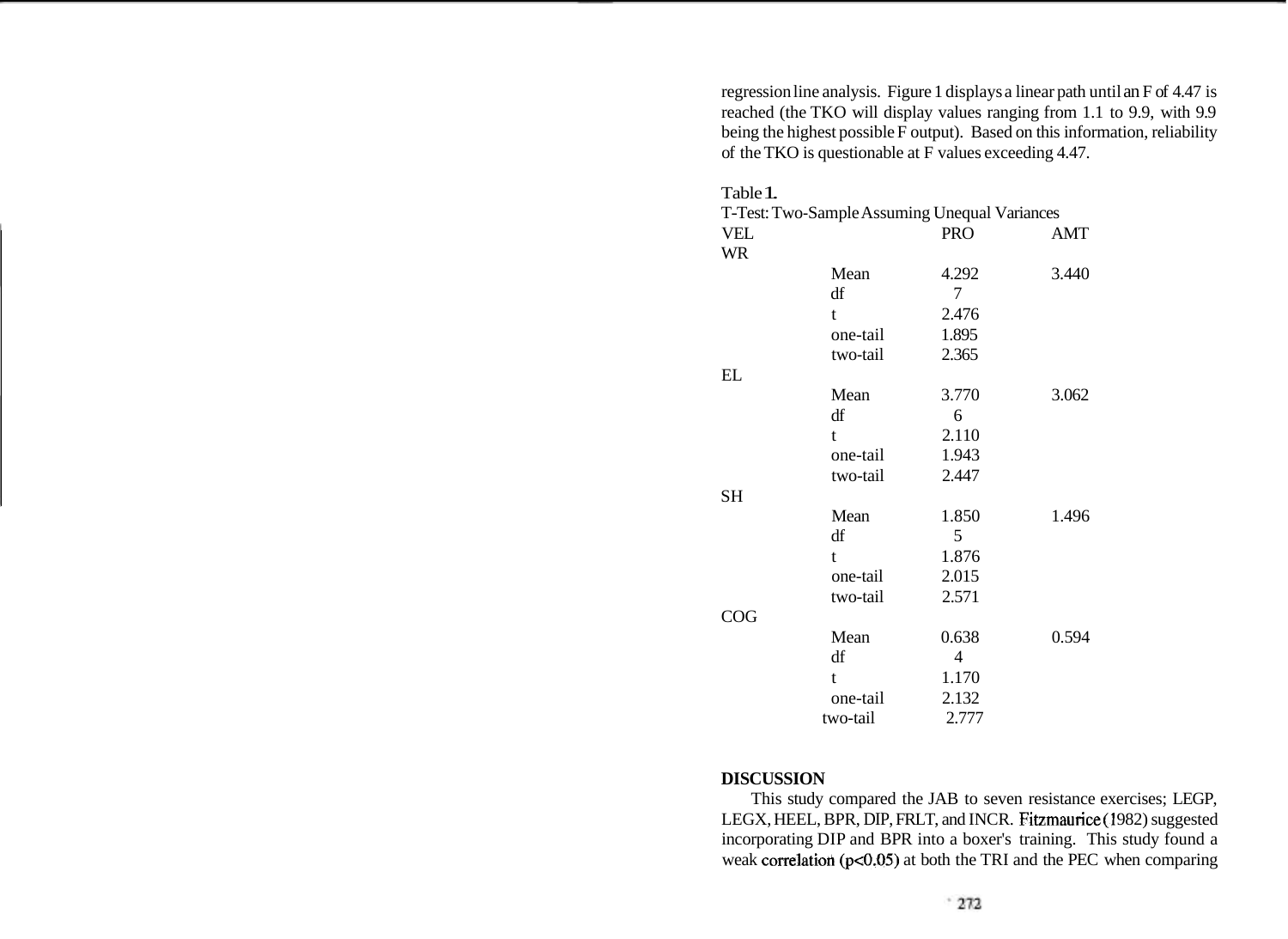regression line analysis. Figure 1 displays a linear path until an F of 4.47 is reached (the TKO will display values ranging from 1.1 to 9.9, with 9.9 being the highest possible F output). Based on this information, reliability of the TKO is questionable at F values exceeding 4.47.

Table **1.**
T-Test: Two-Sample Assuming Unequal Variances

| VEL | | PRO | AMT |
|---|---|---|---|
| WR | | | |
| | Mean | 4.292 | 3.440 |
| | df | 7 | |
| | t | 2.476 | |
| | one-tail | 1.895 | |
| | two-tail | 2.365 | |
| EL | | | |
| | Mean | 3.770 | 3.062 |
| | df | 6 | |
| | t | 2.110 | |
| | one-tail | 1.943 | |
| | two-tail | 2.447 | |
| SH | | | |
| | Mean | 1.850 | 1.496 |
| | df | 5 | |
| | t | 1.876 | |
| | one-tail | 2.015 | |
| | two-tail | 2.571 | |
| COG | | | |
| | Mean | 0.638 | 0.594 |
| | df | 4 | |
| | t | 1.170 | |
| | one-tail | 2.132 | |
| | two-tail | 2.777 | |

**DISCUSSION**

This study compared the JAB to seven resistance exercises; LEGP, LEGX, HEEL, BPR, DIP, FRLT, and INCR. Fitzmaurice (1982) suggested incorporating DIP and BPR into a boxer's training. This study found a weak correlation ($p<0.05$) at both the TRI and the PEC when comparing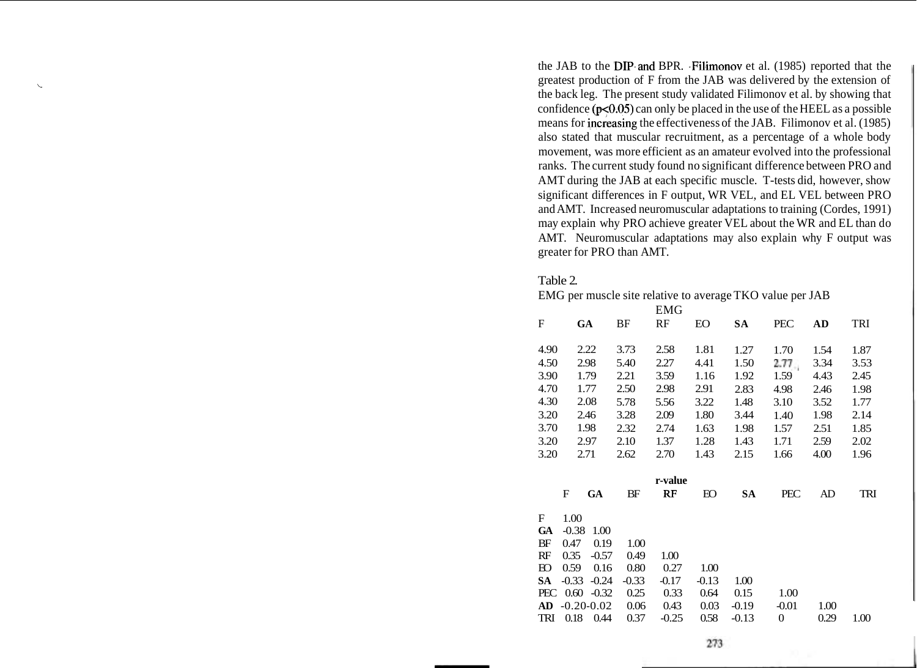the JAB to the DIP and BPR. Filimonov et al. (1985) reported that the greatest production of F from the JAB was delivered by the extension of the back leg. The present study validated Filimonov et al. by showing that confidence ($p<0.05$) can only be placed in the use of the HEEL as a possible means for increasing the effectiveness of the JAB. Filimonov et al. (1985) also stated that muscular recruitment, as a percentage of a whole body movement, was more efficient as an amateur evolved into the professional ranks. The current study found no significant difference between PRO and AMT during the JAB at each specific muscle. T-tests did, however, show significant differences in F output, WR VEL, and EL VEL between PRO and AMT. Increased neuromuscular adaptations to training (Cordes, 1991) may explain why PRO achieve greater VEL about the WR and EL than do AMT. Neuromuscular adaptations may also explain why F output was greater for PRO than AMT.

Table 2.
EMG per muscle site relative to average TKO value per JAB

| | EMG | | | | | | | |
|---|---|---|---|---|---|---|---|---|
| F | **GA** | BF | RF | EO | **SA** | PEC | **AD** | TRI |
| 4.90 | 2.22 | 3.73 | 2.58 | 1.81 | 1.27 | 1.70 | 1.54 | 1.87 |
| 4.50 | 2.98 | 5.40 | 2.27 | 4.41 | 1.50 | 2.77 | 3.34 | 3.53 |
| 3.90 | 1.79 | 2.21 | 3.59 | 1.16 | 1.92 | 1.59 | 4.43 | 2.45 |
| 4.70 | 1.77 | 2.50 | 2.98 | 2.91 | 2.83 | 4.98 | 2.46 | 1.98 |
| 4.30 | 2.08 | 5.78 | 5.56 | 3.22 | 1.48 | 3.10 | 3.52 | 1.77 |
| 3.20 | 2.46 | 3.28 | 2.09 | 1.80 | 3.44 | 1.40 | 1.98 | 2.14 |
| 3.70 | 1.98 | 2.32 | 2.74 | 1.63 | 1.98 | 1.57 | 2.51 | 1.85 |
| 3.20 | 2.97 | 2.10 | 1.37 | 1.28 | 1.43 | 1.71 | 2.59 | 2.02 |
| 3.20 | 2.71 | 2.62 | 2.70 | 1.43 | 2.15 | 1.66 | 4.00 | 1.96 |

**r-value**

| | F | **GA** | BF | **RF** | EO | **SA** | PEC | AD | TRI |
|---|---|---|---|---|---|---|---|---|---|
| F | 1.00 | | | | | | | | |
| **GA** | -0.38 | 1.00 | | | | | | | |
| BF | 0.47 | 0.19 | 1.00 | | | | | | |
| RF | 0.35 | -0.57 | 0.49 | 1.00 | | | | | |
| EO | 0.59 | 0.16 | 0.80 | 0.27 | 1.00 | | | | |
| **SA** | -0.33 | -0.24 | -0.33 | -0.17 | -0.13 | 1.00 | | | |
| PEC | 0.60 | -0.32 | 0.25 | 0.33 | 0.64 | 0.15 | 1.00 | | |
| **AD** | -0.20 | -0.02 | 0.06 | 0.43 | 0.03 | -0.19 | -0.01 | 1.00 | |
| TRI | 0.18 | 0.44 | 0.37 | -0.25 | 0.58 | -0.13 | 0 | 0.29 | 1.00 |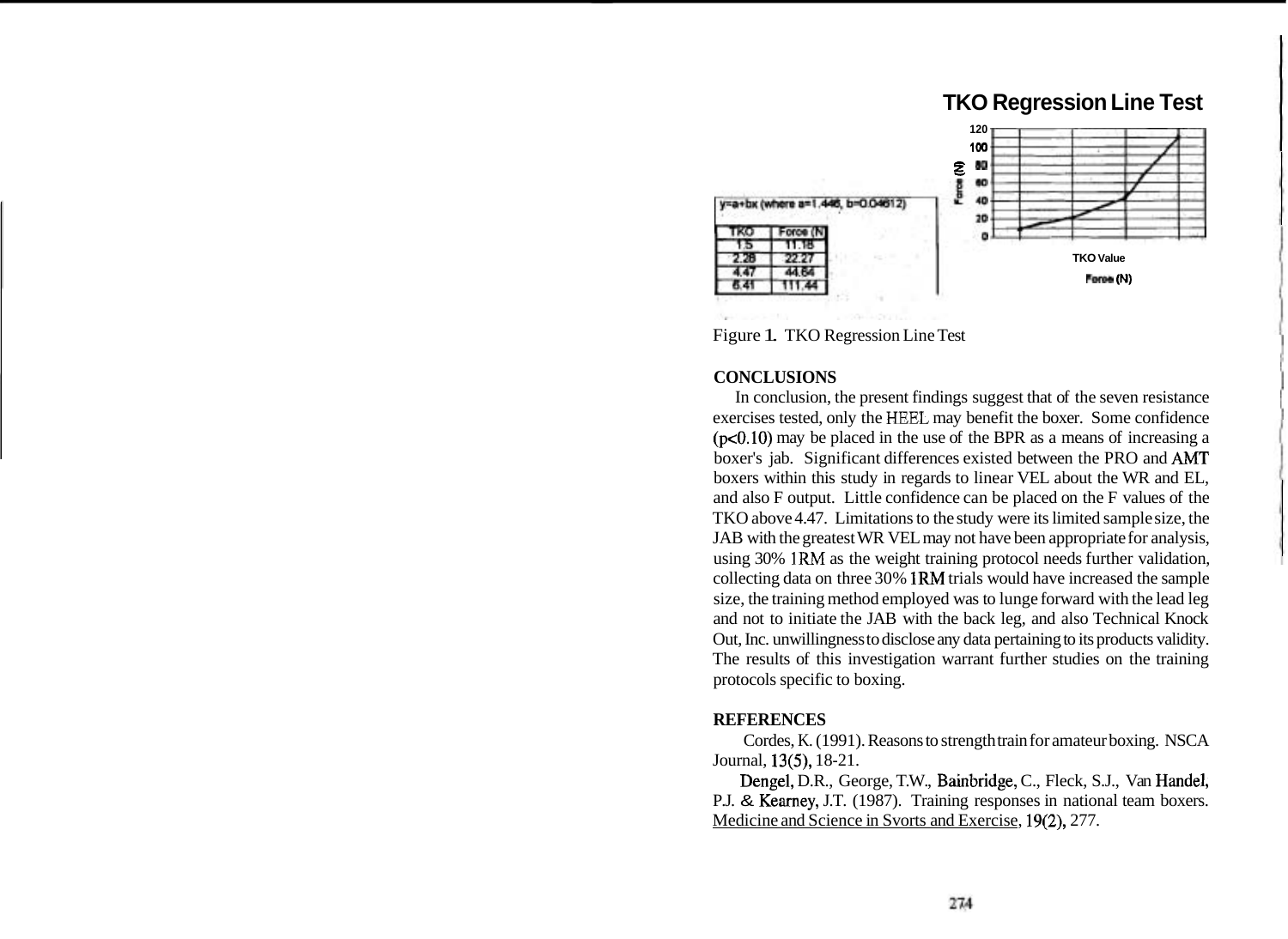**TKO Regression Line Test**

y=a+bx (where a=1.446, b=0.04612)

| TKO | Force (N) |
|---|---|
| 1.5 | 11.18 |
| 2.28 | 22.27 |
| 4.47 | 44.64 |
| 6.41 | 111.44 |

Figure 1. TKO Regression Line Test

**CONCLUSIONS**

In conclusion, the present findings suggest that of the seven resistance exercises tested, only the HEEL may benefit the boxer. Some confidence ($p<0.10$) may be placed in the use of the BPR as a means of increasing a boxer's jab. Significant differences existed between the PRO and AMT boxers within this study in regards to linear VEL about the WR and EL, and also F output. Little confidence can be placed on the F values of the TKO above 4.47. Limitations to the study were its limited sample size, the JAB with the greatest WR VEL may not have been appropriate for analysis, using 30% 1RM as the weight training protocol needs further validation, collecting data on three 30% 1RM trials would have increased the sample size, the training method employed was to lunge forward with the lead leg and not to initiate the JAB with the back leg, and also Technical Knock Out, Inc. unwillingness to disclose any data pertaining to its products validity. The results of this investigation warrant further studies on the training protocols specific to boxing.

**REFERENCES**

Cordes, K. (1991). Reasons to strength train for amateur boxing. NSCA Journal, 13(5), 18-21.

Dengel, D.R., George, T.W., Bainbridge, C., Fleck, S.J., Van Handel, P.J. & Kearney, J.T. (1987). Training responses in national team boxers. Medicine and Science in Svorts and Exercise, 19(2), 277.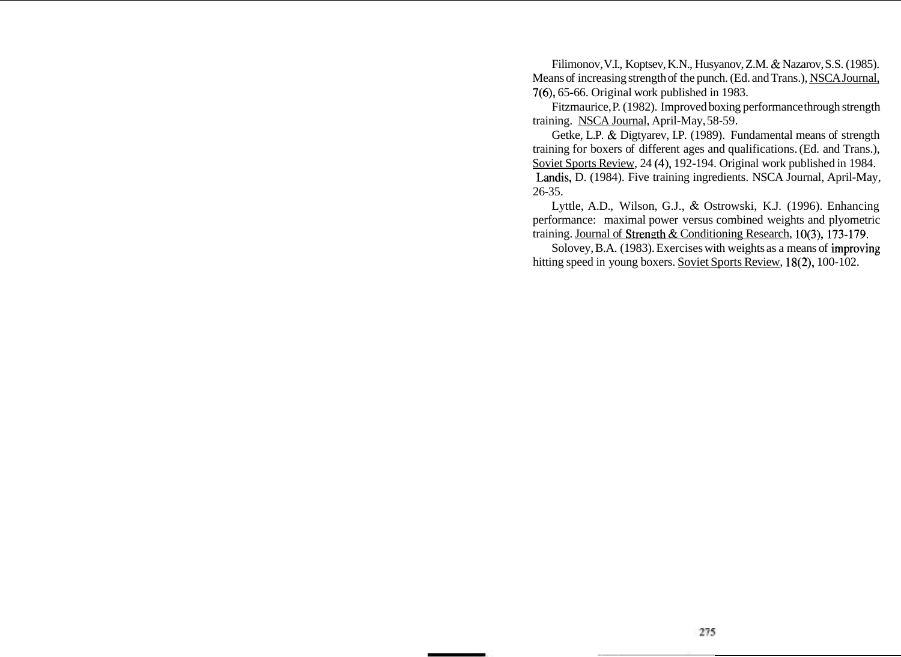Filimonov, V.I., Koptsev, K.N., Husyanov, Z.M. & Nazarov, S.S. (1985). Means of increasing strength of the punch. (Ed. and Trans.), NSCA Journal, 7(6), 65-66. Original work published in 1983.

Fitzmaurice, P. (1982). Improved boxing performance through strength training. NSCA Journal, April-May, 58-59.

Getke, L.P. & Digtyarev, I.P. (1989). Fundamental means of strength training for boxers of different ages and qualifications. (Ed. and Trans.), Soviet Sports Review, 24 (4), 192-194. Original work published in 1984.

Landis, D. (1984). Five training ingredients. NSCA Journal, April-May, 26-35.

Lyttle, A.D., Wilson, G.J., & Ostrowski, K.J. (1996). Enhancing performance: maximal power versus combined weights and plyometric training. Journal of Strength & Conditioning Research, 10(3), 173-179.

Solovey, B.A. (1983). Exercises with weights as a means of improving hitting speed in young boxers. Soviet Sports Review, 18(2), 100-102.